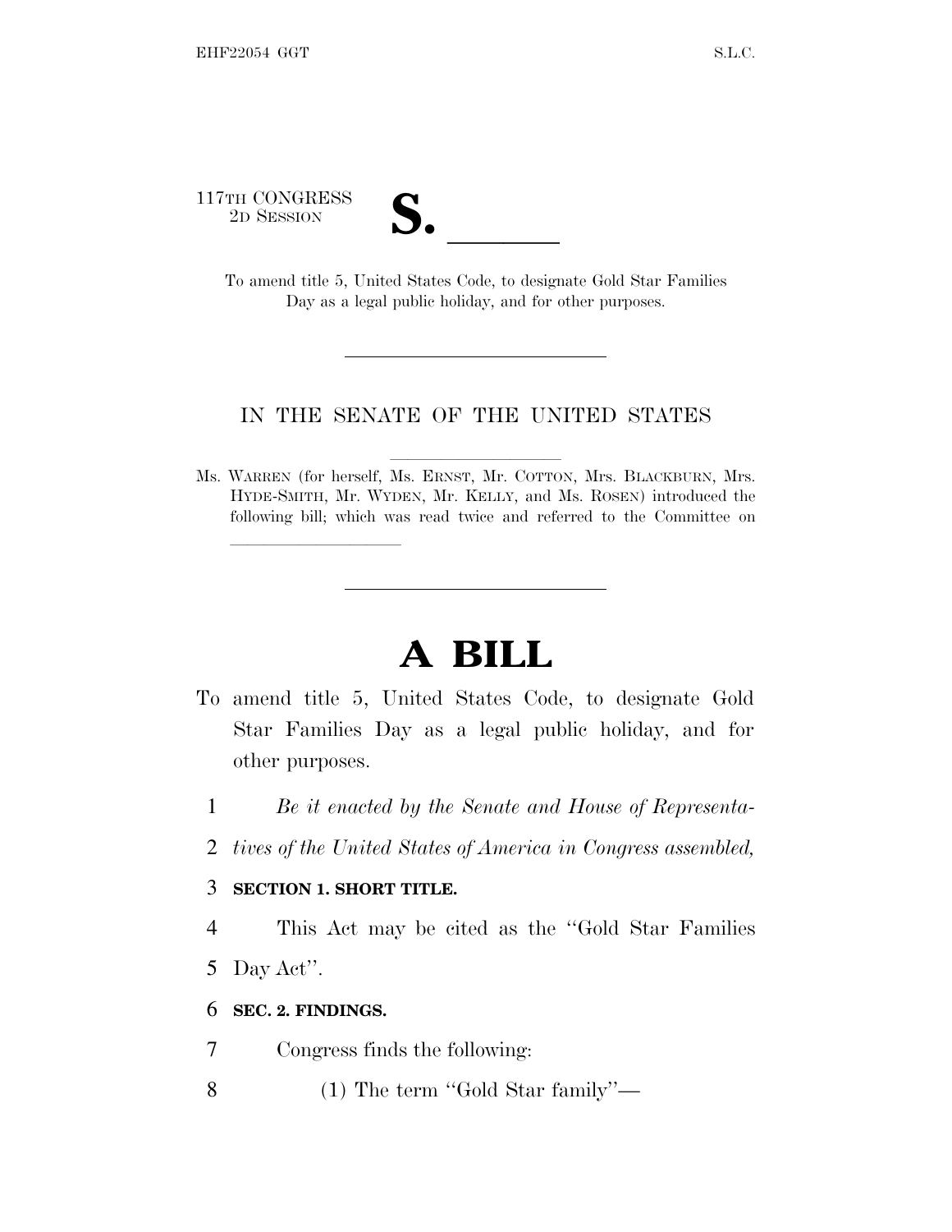117TH CONGRESS
2D SESSION

# S. \_\_\_\_\_\_

To amend title 5, United States Code, to designate Gold Star Families Day as a legal public holiday, and for other purposes.

---

IN THE SENATE OF THE UNITED STATES

Ms. WARREN (for herself, Ms. ERNST, Mr. COTTON, Mrs. BLACKBURN, Mrs. HYDE-SMITH, Mr. WYDEN, Mr. KELLY, and Ms. ROSEN) introduced the following bill; which was read twice and referred to the Committee on \_\_\_\_\_\_\_\_\_\_

---

# A BILL

To amend title 5, United States Code, to designate Gold Star Families Day as a legal public holiday, and for other purposes.

1 *Be it enacted by the Senate and House of Representa-*
2 *tives of the United States of America in Congress assembled,*

3 **SECTION 1. SHORT TITLE.**

4 This Act may be cited as the ''Gold Star Families
5 Day Act''.

6 **SEC. 2. FINDINGS.**

7 Congress finds the following:

8 (1) The term ''Gold Star family''—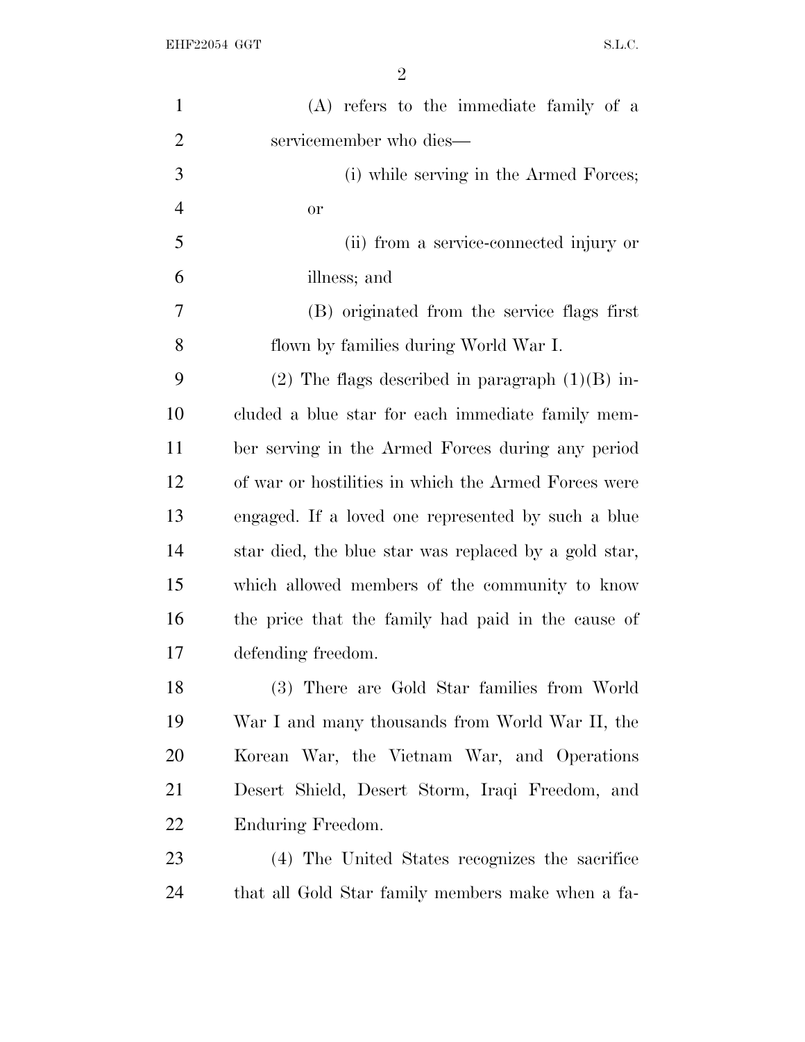(A) refers to the immediate family of a servicemember who dies—

(i) while serving in the Armed Forces; or

(ii) from a service-connected injury or illness; and

(B) originated from the service flags first flown by families during World War I.

(2) The flags described in paragraph (1)(B) included a blue star for each immediate family member serving in the Armed Forces during any period of war or hostilities in which the Armed Forces were engaged. If a loved one represented by such a blue star died, the blue star was replaced by a gold star, which allowed members of the community to know the price that the family had paid in the cause of defending freedom.

(3) There are Gold Star families from World War I and many thousands from World War II, the Korean War, the Vietnam War, and Operations Desert Shield, Desert Storm, Iraqi Freedom, and Enduring Freedom.

(4) The United States recognizes the sacrifice that all Gold Star family members make when a fa-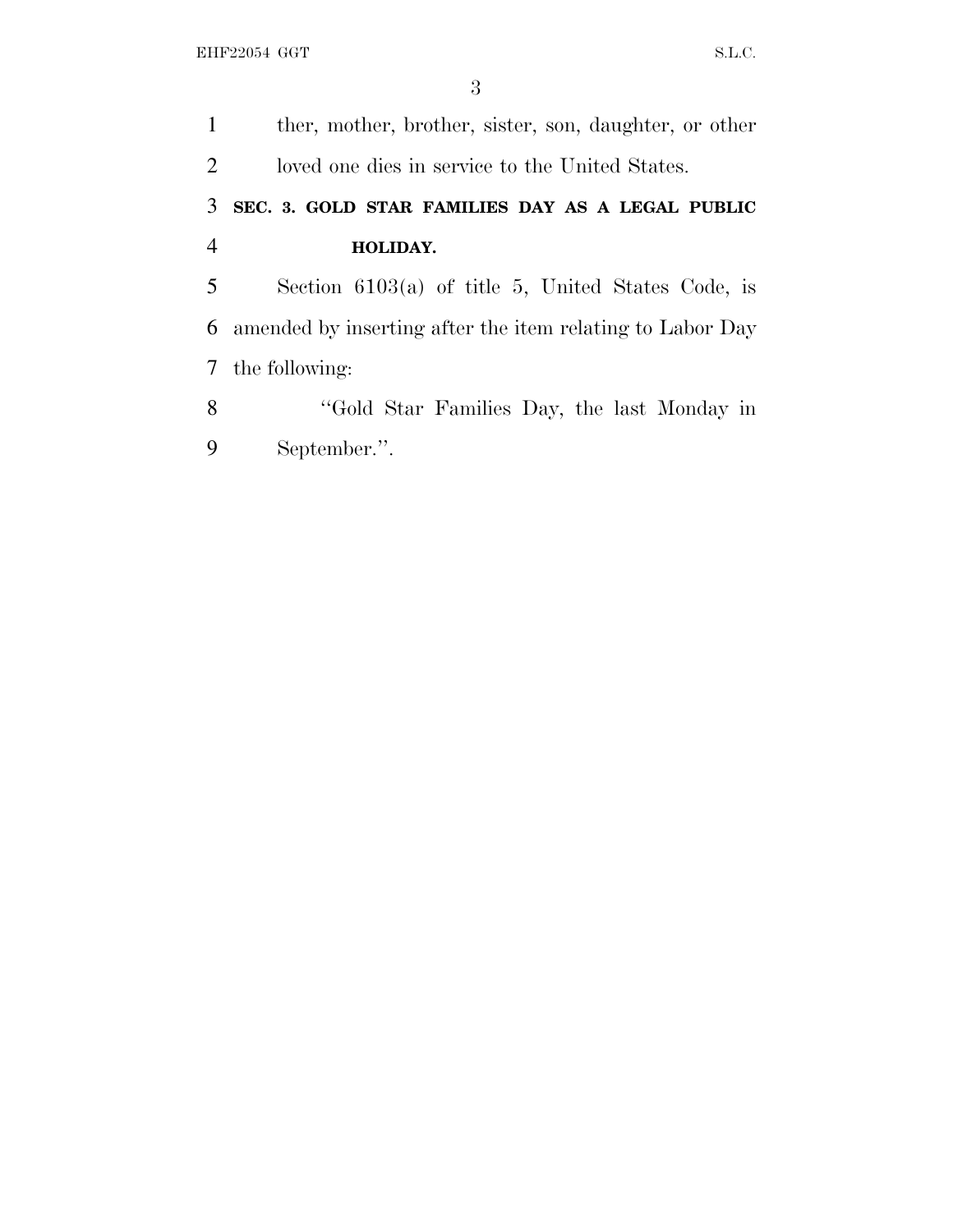ther, mother, brother, sister, son, daughter, or other loved one dies in service to the United States.

**SEC. 3. GOLD STAR FAMILIES DAY AS A LEGAL PUBLIC HOLIDAY.**

Section 6103(a) of title 5, United States Code, is amended by inserting after the item relating to Labor Day the following:

"Gold Star Families Day, the last Monday in September.".